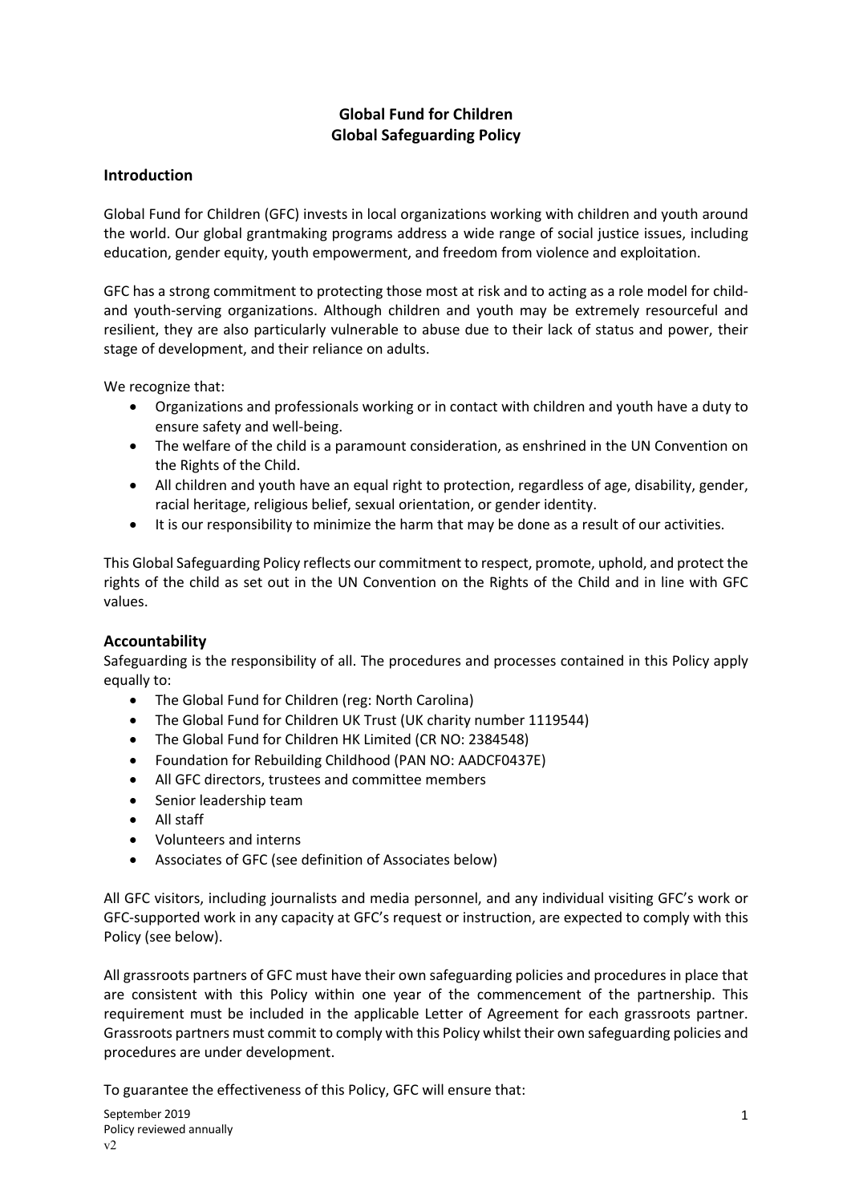# Global Fund for Children
# Global Safeguarding Policy

## Introduction

Global Fund for Children (GFC) invests in local organizations working with children and youth around the world. Our global grantmaking programs address a wide range of social justice issues, including education, gender equity, youth empowerment, and freedom from violence and exploitation.

GFC has a strong commitment to protecting those most at risk and to acting as a role model for child- and youth-serving organizations. Although children and youth may be extremely resourceful and resilient, they are also particularly vulnerable to abuse due to their lack of status and power, their stage of development, and their reliance on adults.

We recognize that:

- Organizations and professionals working or in contact with children and youth have a duty to ensure safety and well-being.
- The welfare of the child is a paramount consideration, as enshrined in the UN Convention on the Rights of the Child.
- All children and youth have an equal right to protection, regardless of age, disability, gender, racial heritage, religious belief, sexual orientation, or gender identity.
- It is our responsibility to minimize the harm that may be done as a result of our activities.

This Global Safeguarding Policy reflects our commitment to respect, promote, uphold, and protect the rights of the child as set out in the UN Convention on the Rights of the Child and in line with GFC values.

## Accountability

Safeguarding is the responsibility of all. The procedures and processes contained in this Policy apply equally to:

- The Global Fund for Children (reg: North Carolina)
- The Global Fund for Children UK Trust (UK charity number 1119544)
- The Global Fund for Children HK Limited (CR NO: 2384548)
- Foundation for Rebuilding Childhood (PAN NO: AADCF0437E)
- All GFC directors, trustees and committee members
- Senior leadership team
- All staff
- Volunteers and interns
- Associates of GFC (see definition of Associates below)

All GFC visitors, including journalists and media personnel, and any individual visiting GFC's work or GFC-supported work in any capacity at GFC's request or instruction, are expected to comply with this Policy (see below).

All grassroots partners of GFC must have their own safeguarding policies and procedures in place that are consistent with this Policy within one year of the commencement of the partnership. This requirement must be included in the applicable Letter of Agreement for each grassroots partner. Grassroots partners must commit to comply with this Policy whilst their own safeguarding policies and procedures are under development.

To guarantee the effectiveness of this Policy, GFC will ensure that:

September 2019
Policy reviewed annually
v2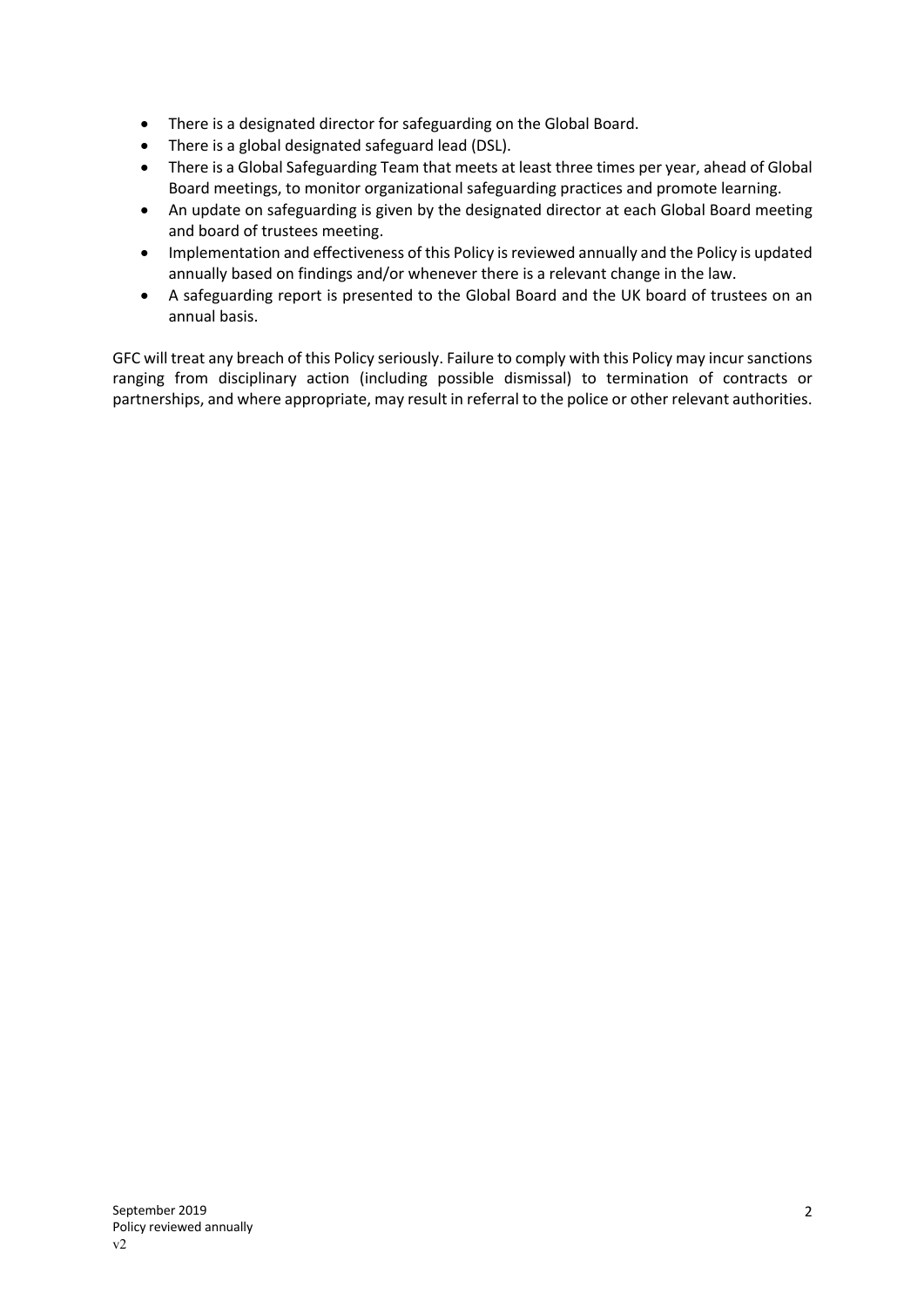- There is a designated director for safeguarding on the Global Board.
- There is a global designated safeguard lead (DSL).
- There is a Global Safeguarding Team that meets at least three times per year, ahead of Global Board meetings, to monitor organizational safeguarding practices and promote learning.
- An update on safeguarding is given by the designated director at each Global Board meeting and board of trustees meeting.
- Implementation and effectiveness of this Policy is reviewed annually and the Policy is updated annually based on findings and/or whenever there is a relevant change in the law.
- A safeguarding report is presented to the Global Board and the UK board of trustees on an annual basis.

GFC will treat any breach of this Policy seriously. Failure to comply with this Policy may incur sanctions ranging from disciplinary action (including possible dismissal) to termination of contracts or partnerships, and where appropriate, may result in referral to the police or other relevant authorities.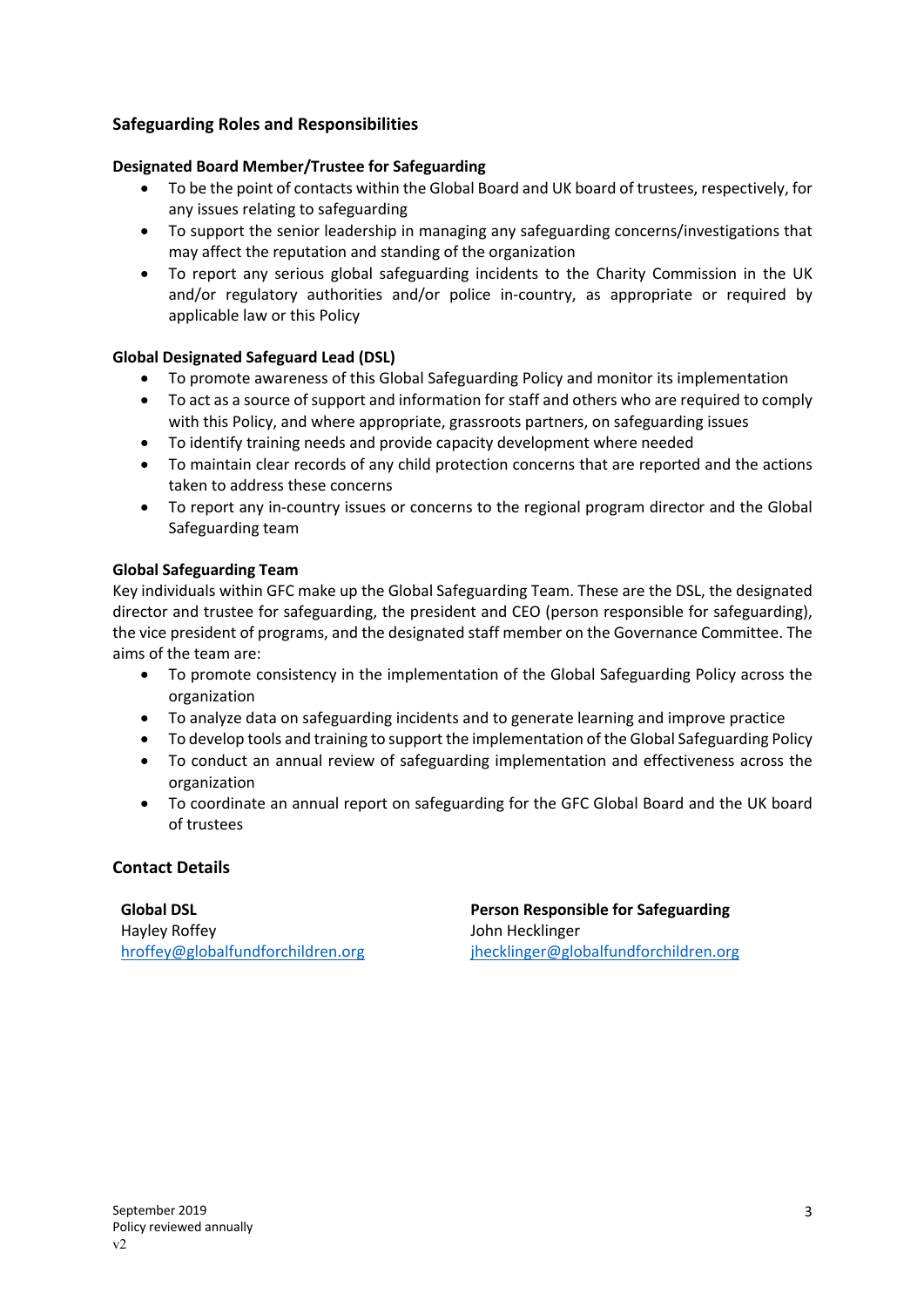## Safeguarding Roles and Responsibilities

### Designated Board Member/Trustee for Safeguarding

- To be the point of contacts within the Global Board and UK board of trustees, respectively, for any issues relating to safeguarding
- To support the senior leadership in managing any safeguarding concerns/investigations that may affect the reputation and standing of the organization
- To report any serious global safeguarding incidents to the Charity Commission in the UK and/or regulatory authorities and/or police in-country, as appropriate or required by applicable law or this Policy

### Global Designated Safeguard Lead (DSL)

- To promote awareness of this Global Safeguarding Policy and monitor its implementation
- To act as a source of support and information for staff and others who are required to comply with this Policy, and where appropriate, grassroots partners, on safeguarding issues
- To identify training needs and provide capacity development where needed
- To maintain clear records of any child protection concerns that are reported and the actions taken to address these concerns
- To report any in-country issues or concerns to the regional program director and the Global Safeguarding team

### Global Safeguarding Team

Key individuals within GFC make up the Global Safeguarding Team. These are the DSL, the designated director and trustee for safeguarding, the president and CEO (person responsible for safeguarding), the vice president of programs, and the designated staff member on the Governance Committee. The aims of the team are:

- To promote consistency in the implementation of the Global Safeguarding Policy across the organization
- To analyze data on safeguarding incidents and to generate learning and improve practice
- To develop tools and training to support the implementation of the Global Safeguarding Policy
- To conduct an annual review of safeguarding implementation and effectiveness across the organization
- To coordinate an annual report on safeguarding for the GFC Global Board and the UK board of trustees

## Contact Details

**Global DSL**
Hayley Roffey
hroffey@globalfundforchildren.org

**Person Responsible for Safeguarding**
John Hecklinger
jhecklinger@globalfundforchildren.org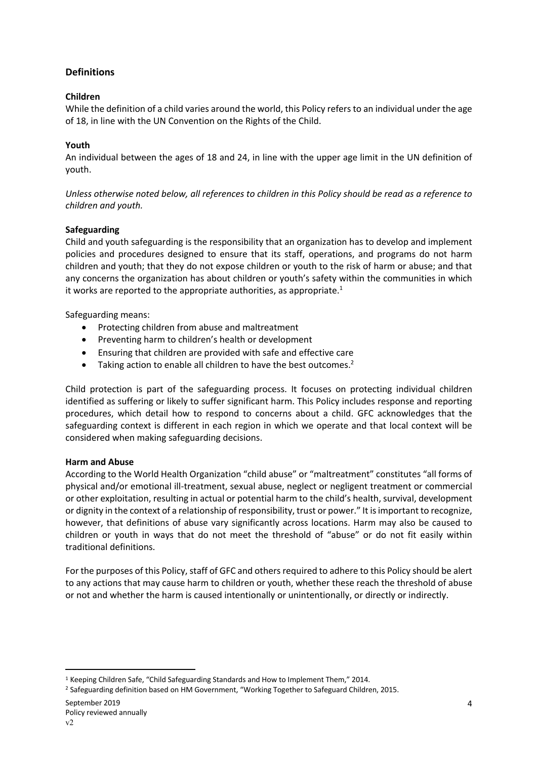## Definitions

### Children

While the definition of a child varies around the world, this Policy refers to an individual under the age of 18, in line with the UN Convention on the Rights of the Child.

### Youth

An individual between the ages of 18 and 24, in line with the upper age limit in the UN definition of youth.

*Unless otherwise noted below, all references to children in this Policy should be read as a reference to children and youth.*

### Safeguarding

Child and youth safeguarding is the responsibility that an organization has to develop and implement policies and procedures designed to ensure that its staff, operations, and programs do not harm children and youth; that they do not expose children or youth to the risk of harm or abuse; and that any concerns the organization has about children or youth's safety within the communities in which it works are reported to the appropriate authorities, as appropriate.[1]

Safeguarding means:

- Protecting children from abuse and maltreatment
- Preventing harm to children's health or development
- Ensuring that children are provided with safe and effective care
- Taking action to enable all children to have the best outcomes.[2]

Child protection is part of the safeguarding process. It focuses on protecting individual children identified as suffering or likely to suffer significant harm. This Policy includes response and reporting procedures, which detail how to respond to concerns about a child. GFC acknowledges that the safeguarding context is different in each region in which we operate and that local context will be considered when making safeguarding decisions.

### Harm and Abuse

According to the World Health Organization "child abuse" or "maltreatment" constitutes "all forms of physical and/or emotional ill-treatment, sexual abuse, neglect or negligent treatment or commercial or other exploitation, resulting in actual or potential harm to the child's health, survival, development or dignity in the context of a relationship of responsibility, trust or power." It is important to recognize, however, that definitions of abuse vary significantly across locations. Harm may also be caused to children or youth in ways that do not meet the threshold of "abuse" or do not fit easily within traditional definitions.

For the purposes of this Policy, staff of GFC and others required to adhere to this Policy should be alert to any actions that may cause harm to children or youth, whether these reach the threshold of abuse or not and whether the harm is caused intentionally or unintentionally, or directly or indirectly.

---

[1] Keeping Children Safe, "Child Safeguarding Standards and How to Implement Them," 2014.

[2] Safeguarding definition based on HM Government, "Working Together to Safeguard Children, 2015.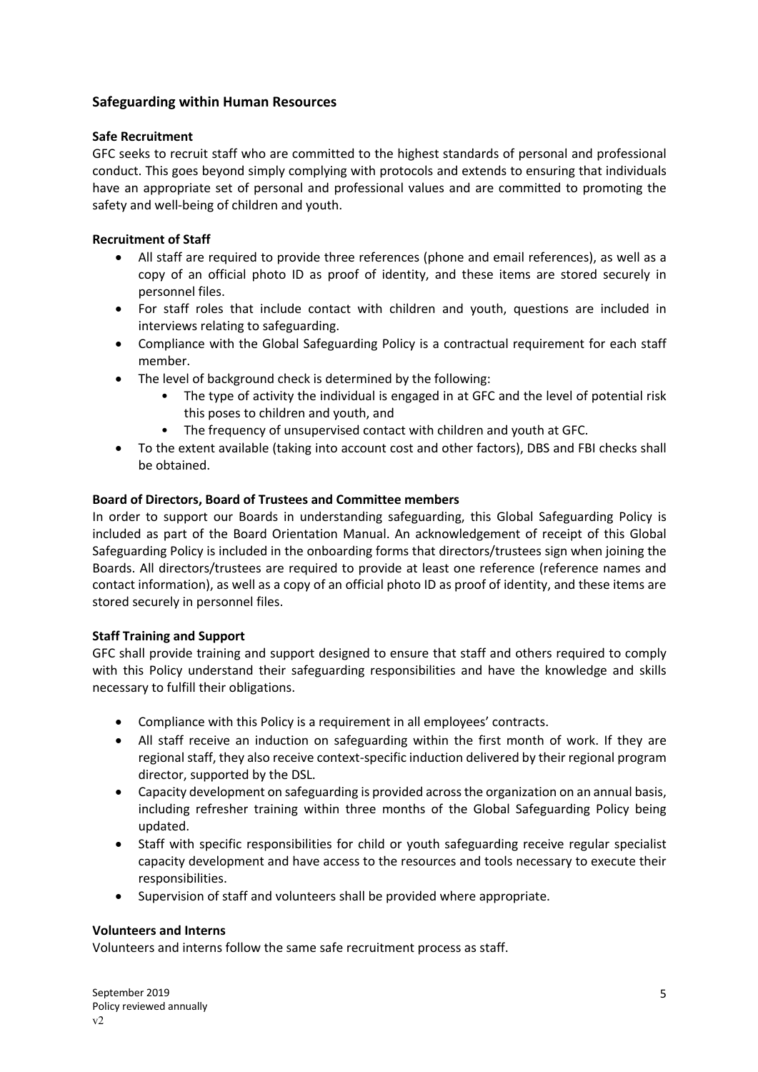## Safeguarding within Human Resources

**Safe Recruitment**

GFC seeks to recruit staff who are committed to the highest standards of personal and professional conduct. This goes beyond simply complying with protocols and extends to ensuring that individuals have an appropriate set of personal and professional values and are committed to promoting the safety and well-being of children and youth.

**Recruitment of Staff**

- All staff are required to provide three references (phone and email references), as well as a copy of an official photo ID as proof of identity, and these items are stored securely in personnel files.
- For staff roles that include contact with children and youth, questions are included in interviews relating to safeguarding.
- Compliance with the Global Safeguarding Policy is a contractual requirement for each staff member.
- The level of background check is determined by the following:
    - The type of activity the individual is engaged in at GFC and the level of potential risk this poses to children and youth, and
    - The frequency of unsupervised contact with children and youth at GFC.
- To the extent available (taking into account cost and other factors), DBS and FBI checks shall be obtained.

**Board of Directors, Board of Trustees and Committee members**

In order to support our Boards in understanding safeguarding, this Global Safeguarding Policy is included as part of the Board Orientation Manual. An acknowledgement of receipt of this Global Safeguarding Policy is included in the onboarding forms that directors/trustees sign when joining the Boards. All directors/trustees are required to provide at least one reference (reference names and contact information), as well as a copy of an official photo ID as proof of identity, and these items are stored securely in personnel files.

**Staff Training and Support**

GFC shall provide training and support designed to ensure that staff and others required to comply with this Policy understand their safeguarding responsibilities and have the knowledge and skills necessary to fulfill their obligations.

- Compliance with this Policy is a requirement in all employees' contracts.
- All staff receive an induction on safeguarding within the first month of work. If they are regional staff, they also receive context-specific induction delivered by their regional program director, supported by the DSL.
- Capacity development on safeguarding is provided across the organization on an annual basis, including refresher training within three months of the Global Safeguarding Policy being updated.
- Staff with specific responsibilities for child or youth safeguarding receive regular specialist capacity development and have access to the resources and tools necessary to execute their responsibilities.
- Supervision of staff and volunteers shall be provided where appropriate.

**Volunteers and Interns**

Volunteers and interns follow the same safe recruitment process as staff.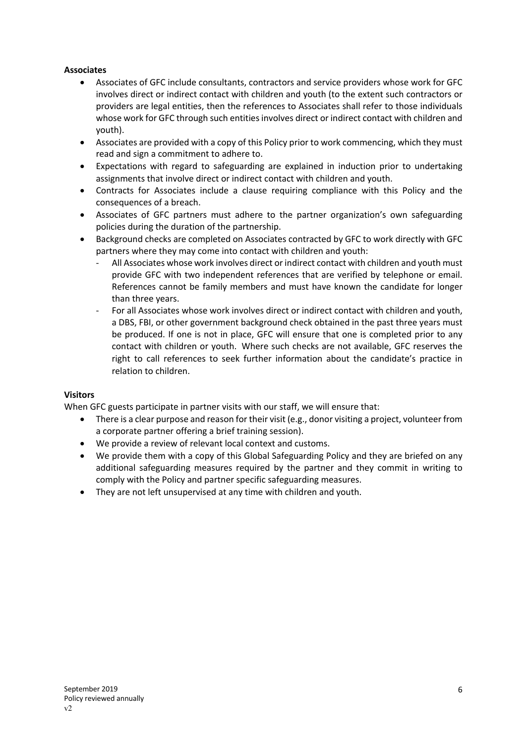**Associates**

- Associates of GFC include consultants, contractors and service providers whose work for GFC involves direct or indirect contact with children and youth (to the extent such contractors or providers are legal entities, then the references to Associates shall refer to those individuals whose work for GFC through such entities involves direct or indirect contact with children and youth).
- Associates are provided with a copy of this Policy prior to work commencing, which they must read and sign a commitment to adhere to.
- Expectations with regard to safeguarding are explained in induction prior to undertaking assignments that involve direct or indirect contact with children and youth.
- Contracts for Associates include a clause requiring compliance with this Policy and the consequences of a breach.
- Associates of GFC partners must adhere to the partner organization's own safeguarding policies during the duration of the partnership.
- Background checks are completed on Associates contracted by GFC to work directly with GFC partners where they may come into contact with children and youth:
  - All Associates whose work involves direct or indirect contact with children and youth must provide GFC with two independent references that are verified by telephone or email. References cannot be family members and must have known the candidate for longer than three years.
  - For all Associates whose work involves direct or indirect contact with children and youth, a DBS, FBI, or other government background check obtained in the past three years must be produced. If one is not in place, GFC will ensure that one is completed prior to any contact with children or youth. Where such checks are not available, GFC reserves the right to call references to seek further information about the candidate's practice in relation to children.

**Visitors**

When GFC guests participate in partner visits with our staff, we will ensure that:

- There is a clear purpose and reason for their visit (e.g., donor visiting a project, volunteer from a corporate partner offering a brief training session).
- We provide a review of relevant local context and customs.
- We provide them with a copy of this Global Safeguarding Policy and they are briefed on any additional safeguarding measures required by the partner and they commit in writing to comply with the Policy and partner specific safeguarding measures.
- They are not left unsupervised at any time with children and youth.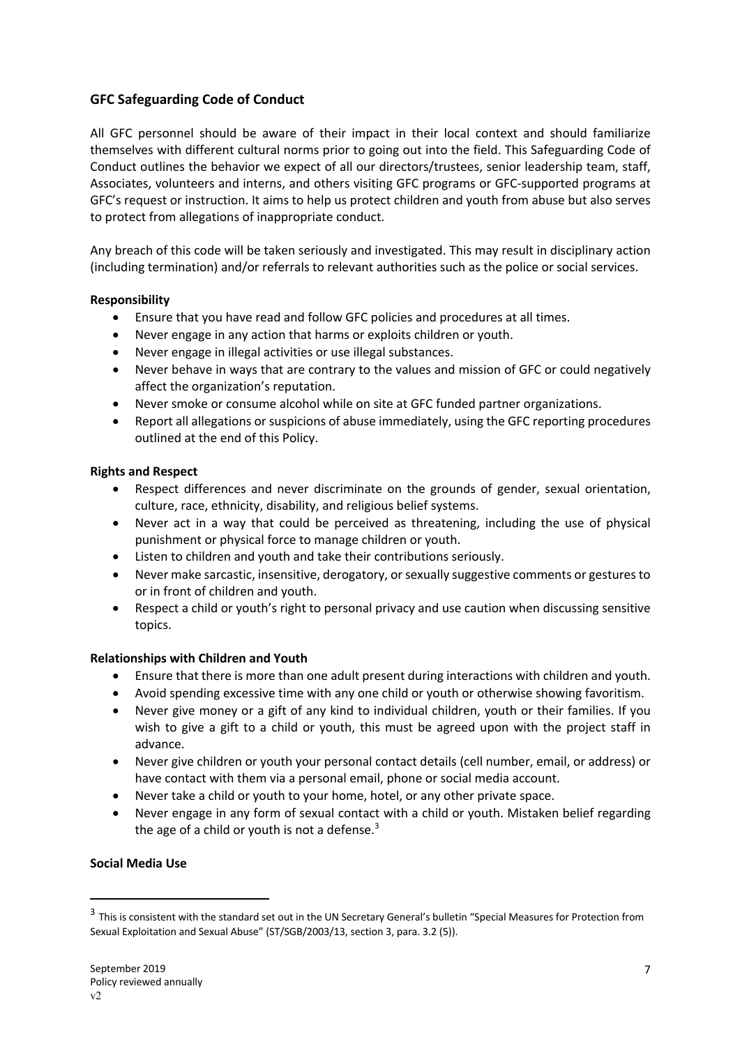## GFC Safeguarding Code of Conduct

All GFC personnel should be aware of their impact in their local context and should familiarize themselves with different cultural norms prior to going out into the field. This Safeguarding Code of Conduct outlines the behavior we expect of all our directors/trustees, senior leadership team, staff, Associates, volunteers and interns, and others visiting GFC programs or GFC-supported programs at GFC's request or instruction. It aims to help us protect children and youth from abuse but also serves to protect from allegations of inappropriate conduct.

Any breach of this code will be taken seriously and investigated. This may result in disciplinary action (including termination) and/or referrals to relevant authorities such as the police or social services.

**Responsibility**

- Ensure that you have read and follow GFC policies and procedures at all times.
- Never engage in any action that harms or exploits children or youth.
- Never engage in illegal activities or use illegal substances.
- Never behave in ways that are contrary to the values and mission of GFC or could negatively affect the organization's reputation.
- Never smoke or consume alcohol while on site at GFC funded partner organizations.
- Report all allegations or suspicions of abuse immediately, using the GFC reporting procedures outlined at the end of this Policy.

**Rights and Respect**

- Respect differences and never discriminate on the grounds of gender, sexual orientation, culture, race, ethnicity, disability, and religious belief systems.
- Never act in a way that could be perceived as threatening, including the use of physical punishment or physical force to manage children or youth.
- Listen to children and youth and take their contributions seriously.
- Never make sarcastic, insensitive, derogatory, or sexually suggestive comments or gestures to or in front of children and youth.
- Respect a child or youth's right to personal privacy and use caution when discussing sensitive topics.

**Relationships with Children and Youth**

- Ensure that there is more than one adult present during interactions with children and youth.
- Avoid spending excessive time with any one child or youth or otherwise showing favoritism.
- Never give money or a gift of any kind to individual children, youth or their families. If you wish to give a gift to a child or youth, this must be agreed upon with the project staff in advance.
- Never give children or youth your personal contact details (cell number, email, or address) or have contact with them via a personal email, phone or social media account.
- Never take a child or youth to your home, hotel, or any other private space.
- Never engage in any form of sexual contact with a child or youth. Mistaken belief regarding the age of a child or youth is not a defense.[3]

**Social Media Use**

[3] This is consistent with the standard set out in the UN Secretary General's bulletin "Special Measures for Protection from Sexual Exploitation and Sexual Abuse" (ST/SGB/2003/13, section 3, para. 3.2 (5)).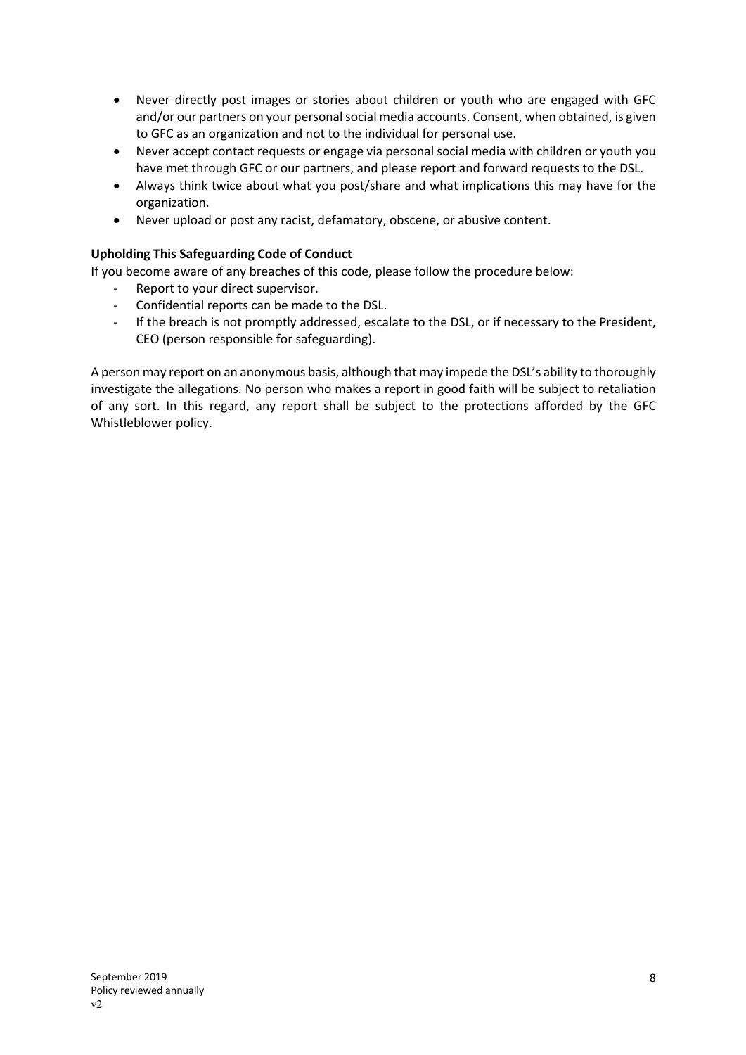- Never directly post images or stories about children or youth who are engaged with GFC and/or our partners on your personal social media accounts. Consent, when obtained, is given to GFC as an organization and not to the individual for personal use.
- Never accept contact requests or engage via personal social media with children or youth you have met through GFC or our partners, and please report and forward requests to the DSL.
- Always think twice about what you post/share and what implications this may have for the organization.
- Never upload or post any racist, defamatory, obscene, or abusive content.

**Upholding This Safeguarding Code of Conduct**

If you become aware of any breaches of this code, please follow the procedure below:

- Report to your direct supervisor.
- Confidential reports can be made to the DSL.
- If the breach is not promptly addressed, escalate to the DSL, or if necessary to the President, CEO (person responsible for safeguarding).

A person may report on an anonymous basis, although that may impede the DSL's ability to thoroughly investigate the allegations. No person who makes a report in good faith will be subject to retaliation of any sort. In this regard, any report shall be subject to the protections afforded by the GFC Whistleblower policy.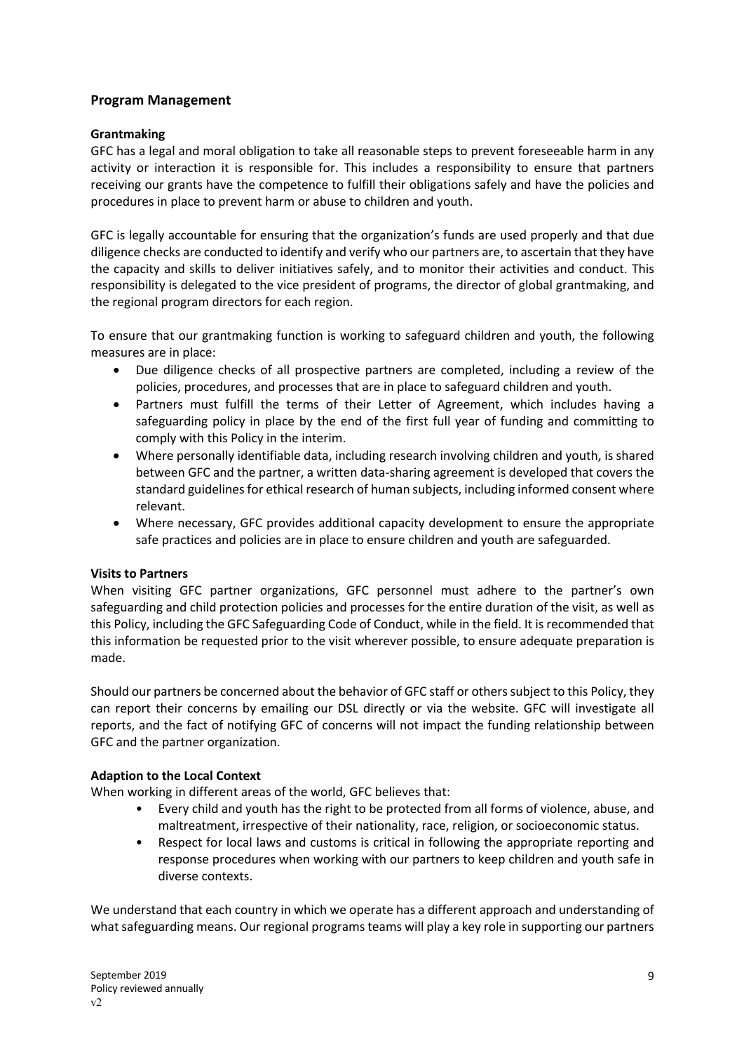## Program Management

### Grantmaking

GFC has a legal and moral obligation to take all reasonable steps to prevent foreseeable harm in any activity or interaction it is responsible for. This includes a responsibility to ensure that partners receiving our grants have the competence to fulfill their obligations safely and have the policies and procedures in place to prevent harm or abuse to children and youth.

GFC is legally accountable for ensuring that the organization's funds are used properly and that due diligence checks are conducted to identify and verify who our partners are, to ascertain that they have the capacity and skills to deliver initiatives safely, and to monitor their activities and conduct. This responsibility is delegated to the vice president of programs, the director of global grantmaking, and the regional program directors for each region.

To ensure that our grantmaking function is working to safeguard children and youth, the following measures are in place:

- Due diligence checks of all prospective partners are completed, including a review of the policies, procedures, and processes that are in place to safeguard children and youth.
- Partners must fulfill the terms of their Letter of Agreement, which includes having a safeguarding policy in place by the end of the first full year of funding and committing to comply with this Policy in the interim.
- Where personally identifiable data, including research involving children and youth, is shared between GFC and the partner, a written data-sharing agreement is developed that covers the standard guidelines for ethical research of human subjects, including informed consent where relevant.
- Where necessary, GFC provides additional capacity development to ensure the appropriate safe practices and policies are in place to ensure children and youth are safeguarded.

### Visits to Partners

When visiting GFC partner organizations, GFC personnel must adhere to the partner's own safeguarding and child protection policies and processes for the entire duration of the visit, as well as this Policy, including the GFC Safeguarding Code of Conduct, while in the field. It is recommended that this information be requested prior to the visit wherever possible, to ensure adequate preparation is made.

Should our partners be concerned about the behavior of GFC staff or others subject to this Policy, they can report their concerns by emailing our DSL directly or via the website. GFC will investigate all reports, and the fact of notifying GFC of concerns will not impact the funding relationship between GFC and the partner organization.

### Adaption to the Local Context

When working in different areas of the world, GFC believes that:

- Every child and youth has the right to be protected from all forms of violence, abuse, and maltreatment, irrespective of their nationality, race, religion, or socioeconomic status.
- Respect for local laws and customs is critical in following the appropriate reporting and response procedures when working with our partners to keep children and youth safe in diverse contexts.

We understand that each country in which we operate has a different approach and understanding of what safeguarding means. Our regional programs teams will play a key role in supporting our partners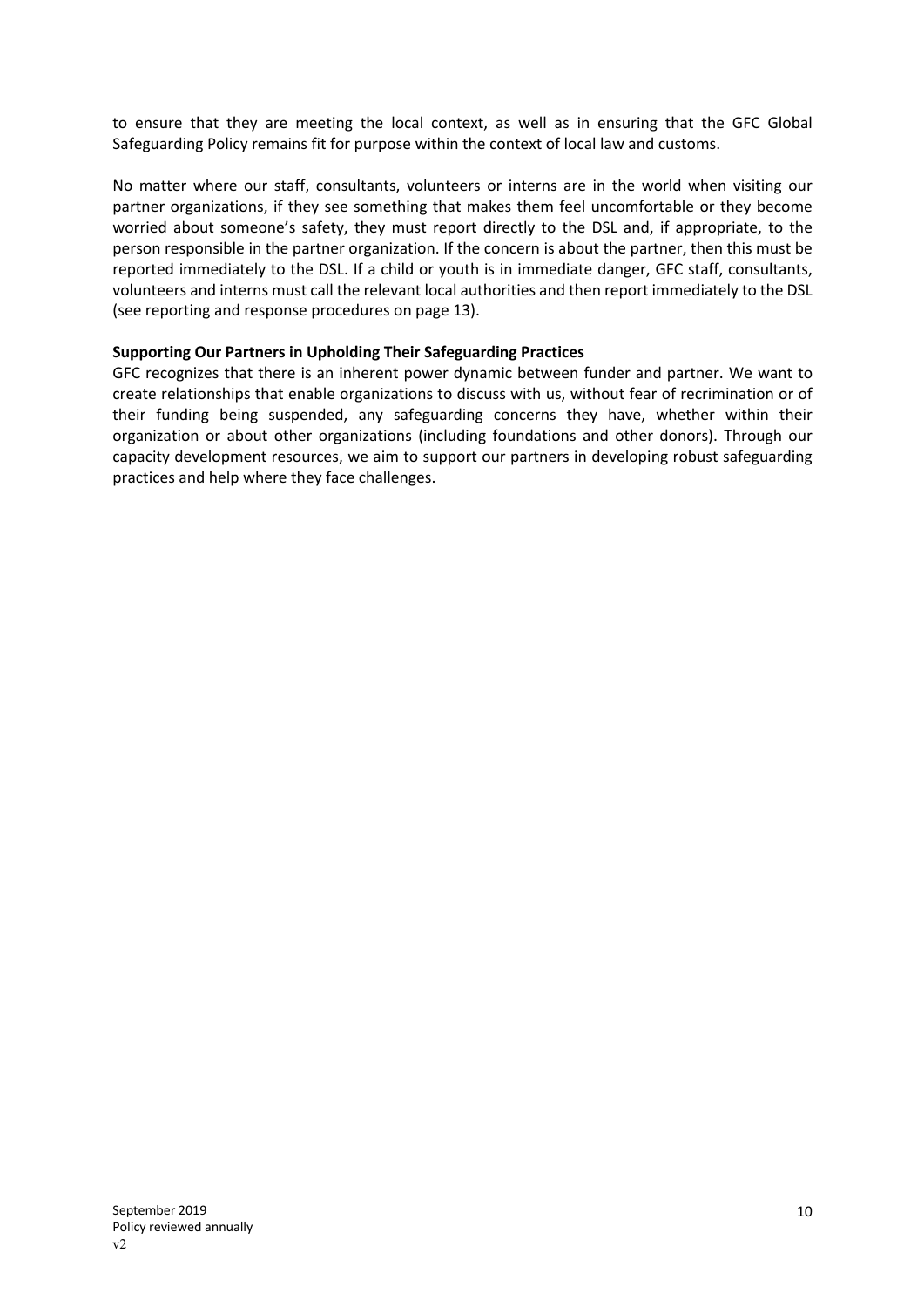to ensure that they are meeting the local context, as well as in ensuring that the GFC Global Safeguarding Policy remains fit for purpose within the context of local law and customs.

No matter where our staff, consultants, volunteers or interns are in the world when visiting our partner organizations, if they see something that makes them feel uncomfortable or they become worried about someone's safety, they must report directly to the DSL and, if appropriate, to the person responsible in the partner organization. If the concern is about the partner, then this must be reported immediately to the DSL. If a child or youth is in immediate danger, GFC staff, consultants, volunteers and interns must call the relevant local authorities and then report immediately to the DSL (see reporting and response procedures on page 13).

**Supporting Our Partners in Upholding Their Safeguarding Practices**

GFC recognizes that there is an inherent power dynamic between funder and partner. We want to create relationships that enable organizations to discuss with us, without fear of recrimination or of their funding being suspended, any safeguarding concerns they have, whether within their organization or about other organizations (including foundations and other donors). Through our capacity development resources, we aim to support our partners in developing robust safeguarding practices and help where they face challenges.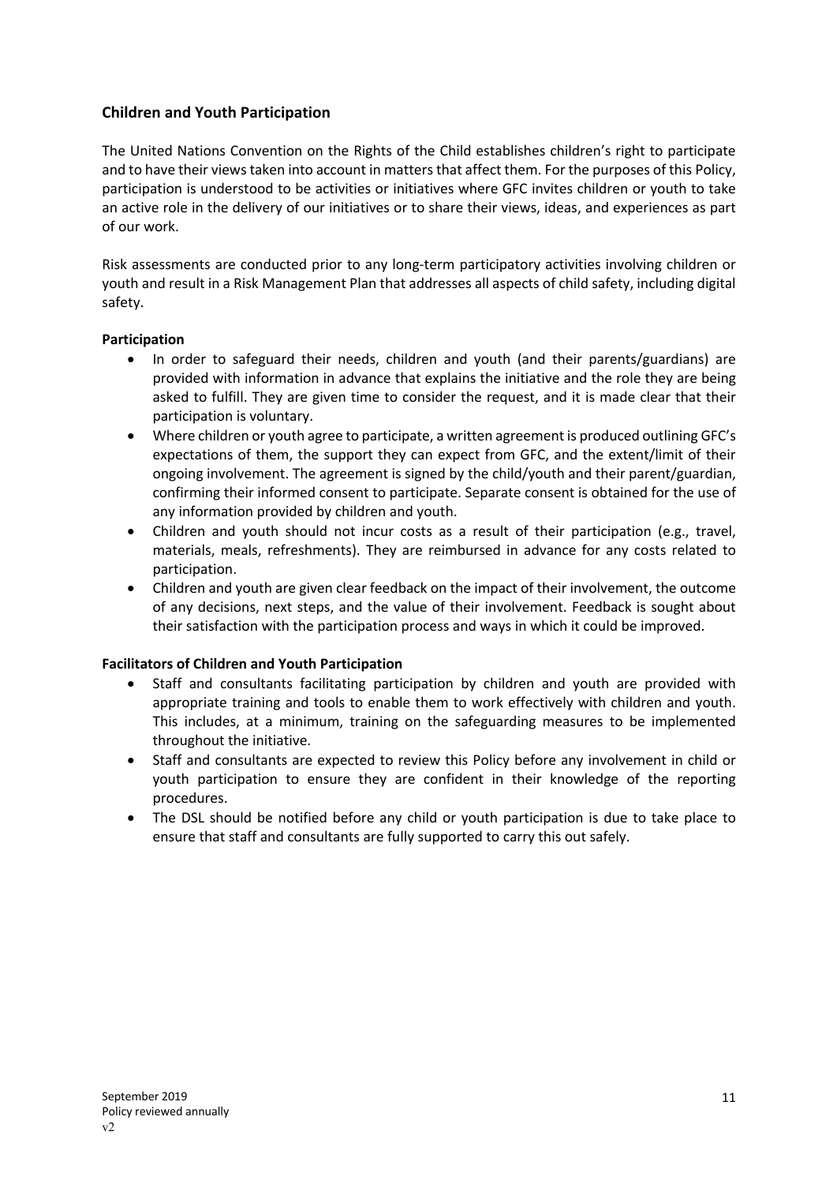## Children and Youth Participation

The United Nations Convention on the Rights of the Child establishes children's right to participate and to have their views taken into account in matters that affect them. For the purposes of this Policy, participation is understood to be activities or initiatives where GFC invites children or youth to take an active role in the delivery of our initiatives or to share their views, ideas, and experiences as part of our work.

Risk assessments are conducted prior to any long-term participatory activities involving children or youth and result in a Risk Management Plan that addresses all aspects of child safety, including digital safety.

### Participation

- In order to safeguard their needs, children and youth (and their parents/guardians) are provided with information in advance that explains the initiative and the role they are being asked to fulfill. They are given time to consider the request, and it is made clear that their participation is voluntary.
- Where children or youth agree to participate, a written agreement is produced outlining GFC's expectations of them, the support they can expect from GFC, and the extent/limit of their ongoing involvement. The agreement is signed by the child/youth and their parent/guardian, confirming their informed consent to participate. Separate consent is obtained for the use of any information provided by children and youth.
- Children and youth should not incur costs as a result of their participation (e.g., travel, materials, meals, refreshments). They are reimbursed in advance for any costs related to participation.
- Children and youth are given clear feedback on the impact of their involvement, the outcome of any decisions, next steps, and the value of their involvement. Feedback is sought about their satisfaction with the participation process and ways in which it could be improved.

### Facilitators of Children and Youth Participation

- Staff and consultants facilitating participation by children and youth are provided with appropriate training and tools to enable them to work effectively with children and youth. This includes, at a minimum, training on the safeguarding measures to be implemented throughout the initiative.
- Staff and consultants are expected to review this Policy before any involvement in child or youth participation to ensure they are confident in their knowledge of the reporting procedures.
- The DSL should be notified before any child or youth participation is due to take place to ensure that staff and consultants are fully supported to carry this out safely.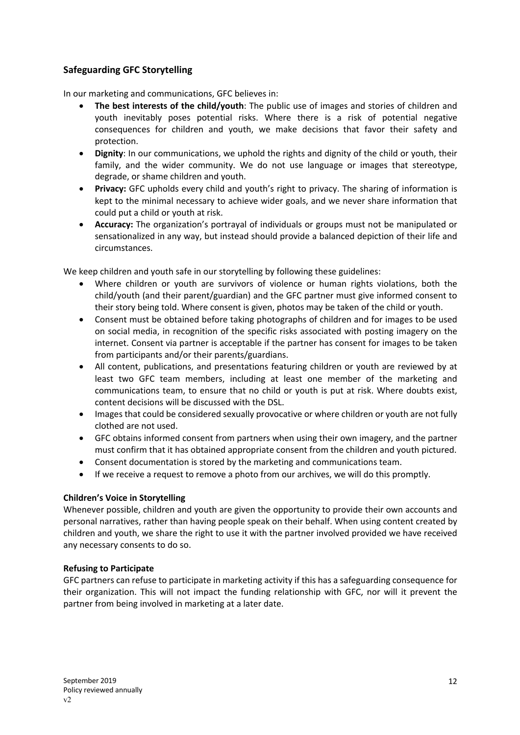## Safeguarding GFC Storytelling

In our marketing and communications, GFC believes in:

- **The best interests of the child/youth**: The public use of images and stories of children and youth inevitably poses potential risks. Where there is a risk of potential negative consequences for children and youth, we make decisions that favor their safety and protection.
- **Dignity**: In our communications, we uphold the rights and dignity of the child or youth, their family, and the wider community. We do not use language or images that stereotype, degrade, or shame children and youth.
- **Privacy:** GFC upholds every child and youth's right to privacy. The sharing of information is kept to the minimal necessary to achieve wider goals, and we never share information that could put a child or youth at risk.
- **Accuracy:** The organization's portrayal of individuals or groups must not be manipulated or sensationalized in any way, but instead should provide a balanced depiction of their life and circumstances.

We keep children and youth safe in our storytelling by following these guidelines:

- Where children or youth are survivors of violence or human rights violations, both the child/youth (and their parent/guardian) and the GFC partner must give informed consent to their story being told. Where consent is given, photos may be taken of the child or youth.
- Consent must be obtained before taking photographs of children and for images to be used on social media, in recognition of the specific risks associated with posting imagery on the internet. Consent via partner is acceptable if the partner has consent for images to be taken from participants and/or their parents/guardians.
- All content, publications, and presentations featuring children or youth are reviewed by at least two GFC team members, including at least one member of the marketing and communications team, to ensure that no child or youth is put at risk. Where doubts exist, content decisions will be discussed with the DSL.
- Images that could be considered sexually provocative or where children or youth are not fully clothed are not used.
- GFC obtains informed consent from partners when using their own imagery, and the partner must confirm that it has obtained appropriate consent from the children and youth pictured.
- Consent documentation is stored by the marketing and communications team.
- If we receive a request to remove a photo from our archives, we will do this promptly.

### Children's Voice in Storytelling

Whenever possible, children and youth are given the opportunity to provide their own accounts and personal narratives, rather than having people speak on their behalf. When using content created by children and youth, we share the right to use it with the partner involved provided we have received any necessary consents to do so.

### Refusing to Participate

GFC partners can refuse to participate in marketing activity if this has a safeguarding consequence for their organization. This will not impact the funding relationship with GFC, nor will it prevent the partner from being involved in marketing at a later date.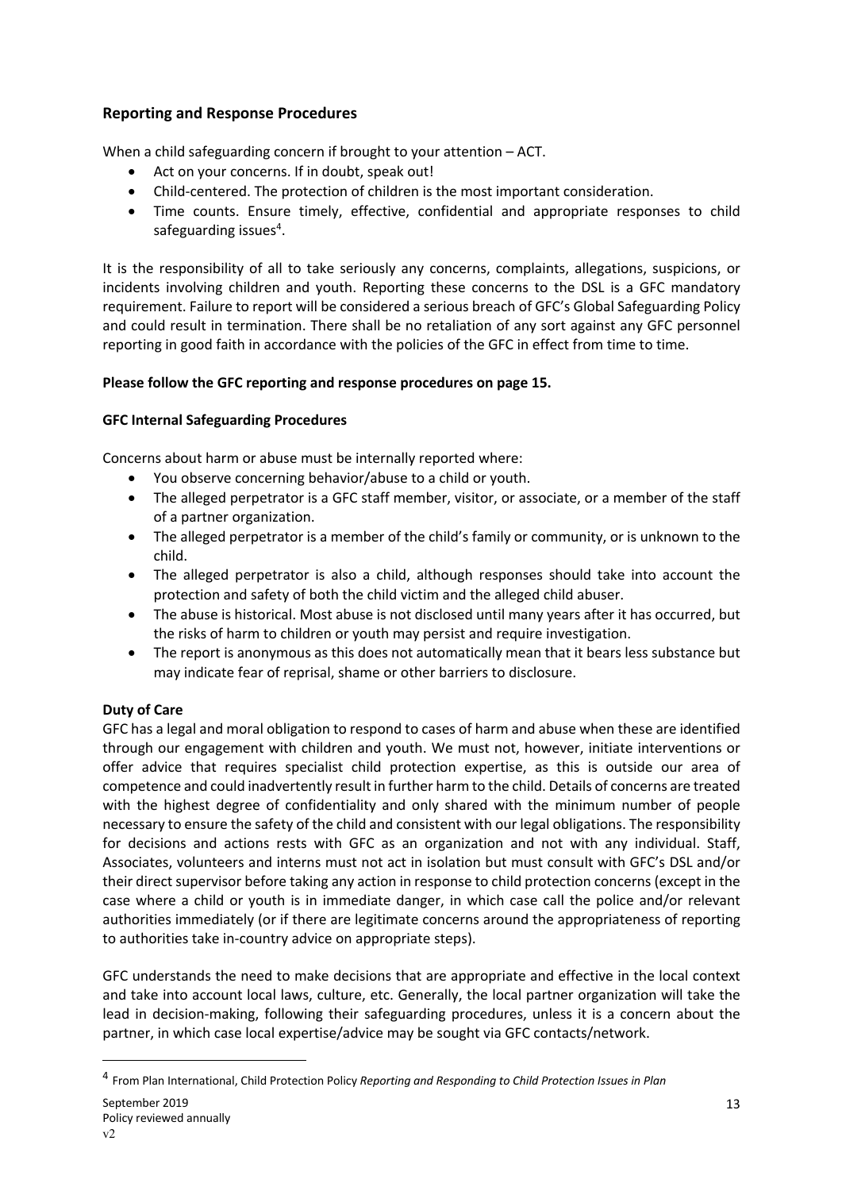## Reporting and Response Procedures

When a child safeguarding concern if brought to your attention – ACT.

- Act on your concerns. If in doubt, speak out!
- Child-centered. The protection of children is the most important consideration.
- Time counts. Ensure timely, effective, confidential and appropriate responses to child safeguarding issues[4].

It is the responsibility of all to take seriously any concerns, complaints, allegations, suspicions, or incidents involving children and youth. Reporting these concerns to the DSL is a GFC mandatory requirement. Failure to report will be considered a serious breach of GFC's Global Safeguarding Policy and could result in termination. There shall be no retaliation of any sort against any GFC personnel reporting in good faith in accordance with the policies of the GFC in effect from time to time.

**Please follow the GFC reporting and response procedures on page 15.**

**GFC Internal Safeguarding Procedures**

Concerns about harm or abuse must be internally reported where:

- You observe concerning behavior/abuse to a child or youth.
- The alleged perpetrator is a GFC staff member, visitor, or associate, or a member of the staff of a partner organization.
- The alleged perpetrator is a member of the child's family or community, or is unknown to the child.
- The alleged perpetrator is also a child, although responses should take into account the protection and safety of both the child victim and the alleged child abuser.
- The abuse is historical. Most abuse is not disclosed until many years after it has occurred, but the risks of harm to children or youth may persist and require investigation.
- The report is anonymous as this does not automatically mean that it bears less substance but may indicate fear of reprisal, shame or other barriers to disclosure.

**Duty of Care**

GFC has a legal and moral obligation to respond to cases of harm and abuse when these are identified through our engagement with children and youth. We must not, however, initiate interventions or offer advice that requires specialist child protection expertise, as this is outside our area of competence and could inadvertently result in further harm to the child. Details of concerns are treated with the highest degree of confidentiality and only shared with the minimum number of people necessary to ensure the safety of the child and consistent with our legal obligations. The responsibility for decisions and actions rests with GFC as an organization and not with any individual. Staff, Associates, volunteers and interns must not act in isolation but must consult with GFC's DSL and/or their direct supervisor before taking any action in response to child protection concerns (except in the case where a child or youth is in immediate danger, in which case call the police and/or relevant authorities immediately (or if there are legitimate concerns around the appropriateness of reporting to authorities take in-country advice on appropriate steps).

GFC understands the need to make decisions that are appropriate and effective in the local context and take into account local laws, culture, etc. Generally, the local partner organization will take the lead in decision-making, following their safeguarding procedures, unless it is a concern about the partner, in which case local expertise/advice may be sought via GFC contacts/network.

---

[4] From Plan International, Child Protection Policy *Reporting and Responding to Child Protection Issues in Plan*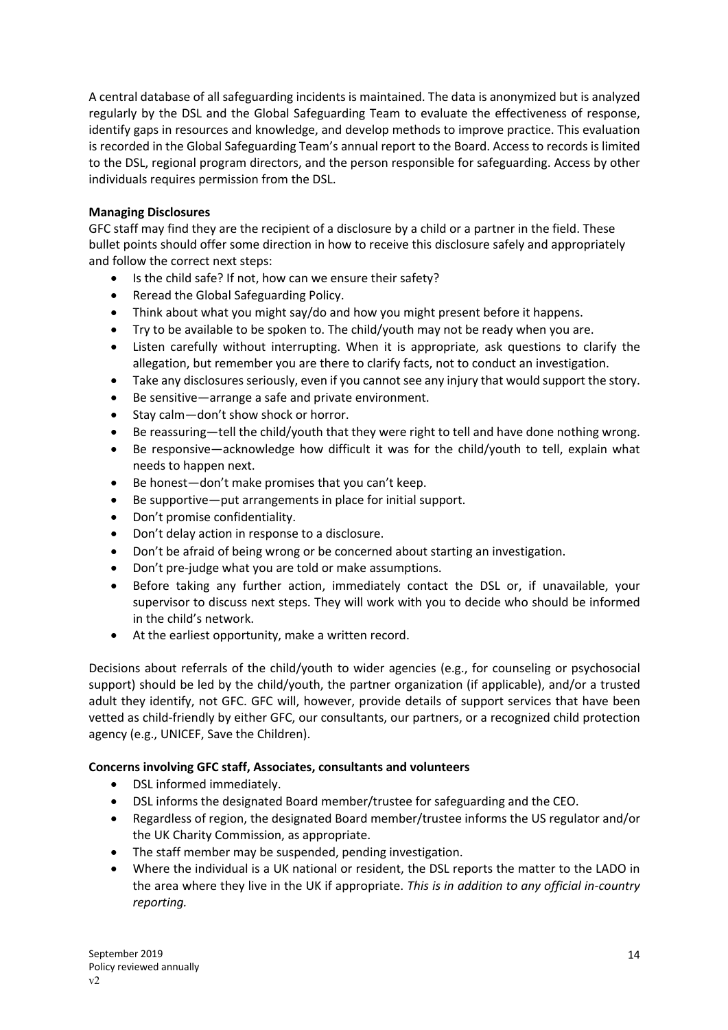A central database of all safeguarding incidents is maintained. The data is anonymized but is analyzed regularly by the DSL and the Global Safeguarding Team to evaluate the effectiveness of response, identify gaps in resources and knowledge, and develop methods to improve practice. This evaluation is recorded in the Global Safeguarding Team's annual report to the Board. Access to records is limited to the DSL, regional program directors, and the person responsible for safeguarding. Access by other individuals requires permission from the DSL.

**Managing Disclosures**

GFC staff may find they are the recipient of a disclosure by a child or a partner in the field. These bullet points should offer some direction in how to receive this disclosure safely and appropriately and follow the correct next steps:

- Is the child safe? If not, how can we ensure their safety?
- Reread the Global Safeguarding Policy.
- Think about what you might say/do and how you might present before it happens.
- Try to be available to be spoken to. The child/youth may not be ready when you are.
- Listen carefully without interrupting. When it is appropriate, ask questions to clarify the allegation, but remember you are there to clarify facts, not to conduct an investigation.
- Take any disclosures seriously, even if you cannot see any injury that would support the story.
- Be sensitive—arrange a safe and private environment.
- Stay calm—don't show shock or horror.
- Be reassuring—tell the child/youth that they were right to tell and have done nothing wrong.
- Be responsive—acknowledge how difficult it was for the child/youth to tell, explain what needs to happen next.
- Be honest—don't make promises that you can't keep.
- Be supportive—put arrangements in place for initial support.
- Don't promise confidentiality.
- Don't delay action in response to a disclosure.
- Don't be afraid of being wrong or be concerned about starting an investigation.
- Don't pre-judge what you are told or make assumptions.
- Before taking any further action, immediately contact the DSL or, if unavailable, your supervisor to discuss next steps. They will work with you to decide who should be informed in the child's network.
- At the earliest opportunity, make a written record.

Decisions about referrals of the child/youth to wider agencies (e.g., for counseling or psychosocial support) should be led by the child/youth, the partner organization (if applicable), and/or a trusted adult they identify, not GFC. GFC will, however, provide details of support services that have been vetted as child-friendly by either GFC, our consultants, our partners, or a recognized child protection agency (e.g., UNICEF, Save the Children).

**Concerns involving GFC staff, Associates, consultants and volunteers**

- DSL informed immediately.
- DSL informs the designated Board member/trustee for safeguarding and the CEO.
- Regardless of region, the designated Board member/trustee informs the US regulator and/or the UK Charity Commission, as appropriate.
- The staff member may be suspended, pending investigation.
- Where the individual is a UK national or resident, the DSL reports the matter to the LADO in the area where they live in the UK if appropriate. *This is in addition to any official in-country reporting.*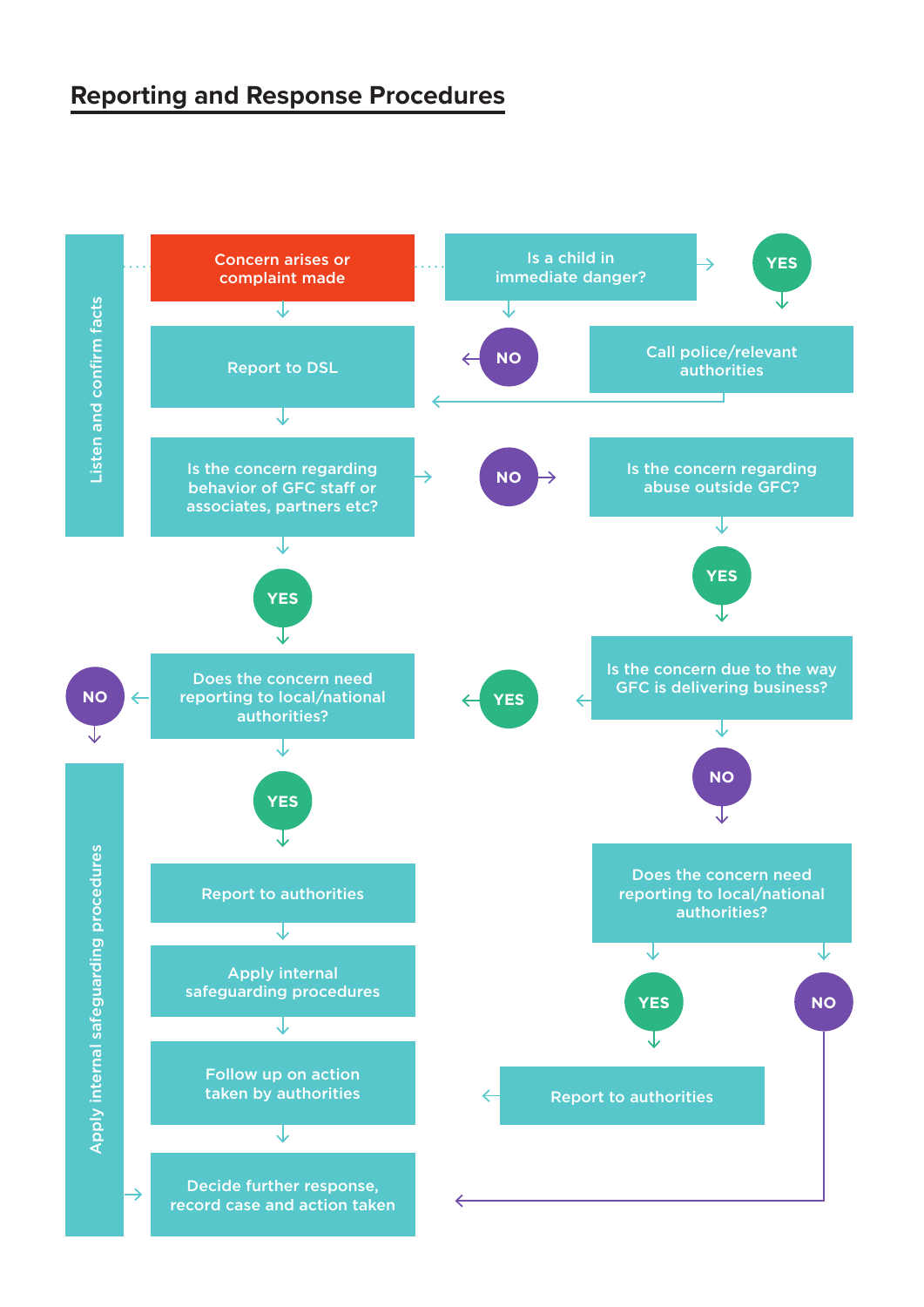## Reporting and Response Procedures

Listen and confirm facts

Concern arises or complaint made

Is a child in immediate danger?

YES

Call police/relevant authorities

NO

Report to DSL

Is the concern regarding behavior of GFC staff or associates, partners etc?

NO

Is the concern regarding abuse outside GFC?

YES

YES

Is the concern due to the way GFC is delivering business?

Does the concern need reporting to local/national authorities?

NO

YES

NO

YES

Does the concern need reporting to local/national authorities?

Apply internal safeguarding procedures

Report to authorities

Apply internal safeguarding procedures

YES

NO

Follow up on action taken by authorities

Report to authorities

Decide further response, record case and action taken